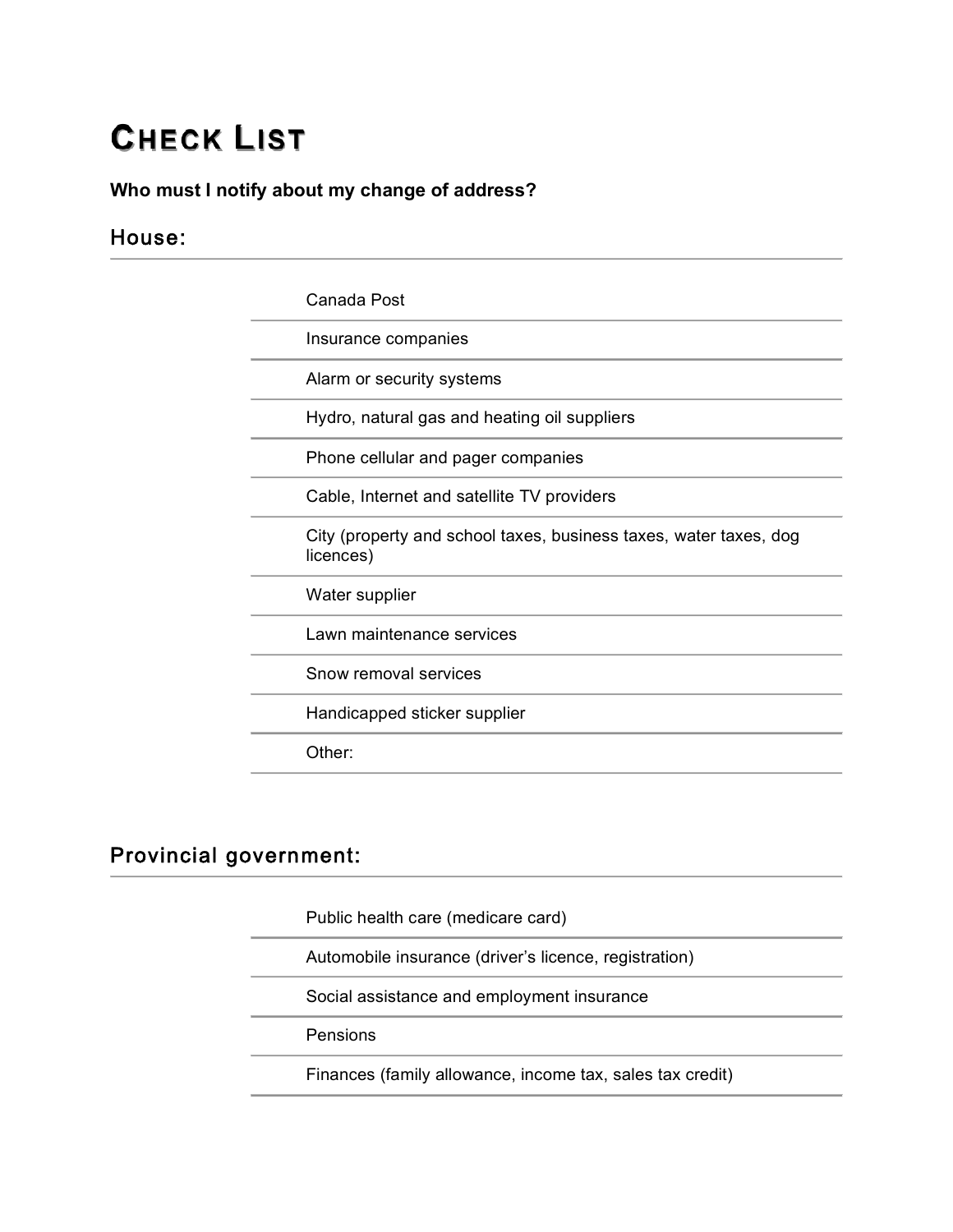# Check List

**Who must I notify about my change of address?**

## House:

- Canada Post
- Insurance companies
- Alarm or security systems
- Hydro, natural gas and heating oil suppliers
- Phone cellular and pager companies
- Cable, Internet and satellite TV providers
- City (property and school taxes, business taxes, water taxes, dog licences)
- Water supplier
- Lawn maintenance services
- Snow removal services
- Handicapped sticker supplier
- Other:

## Provincial government:

- Public health care (medicare card)
- Automobile insurance (driver's licence, registration)
- Social assistance and employment insurance
- Pensions
- Finances (family allowance, income tax, sales tax credit)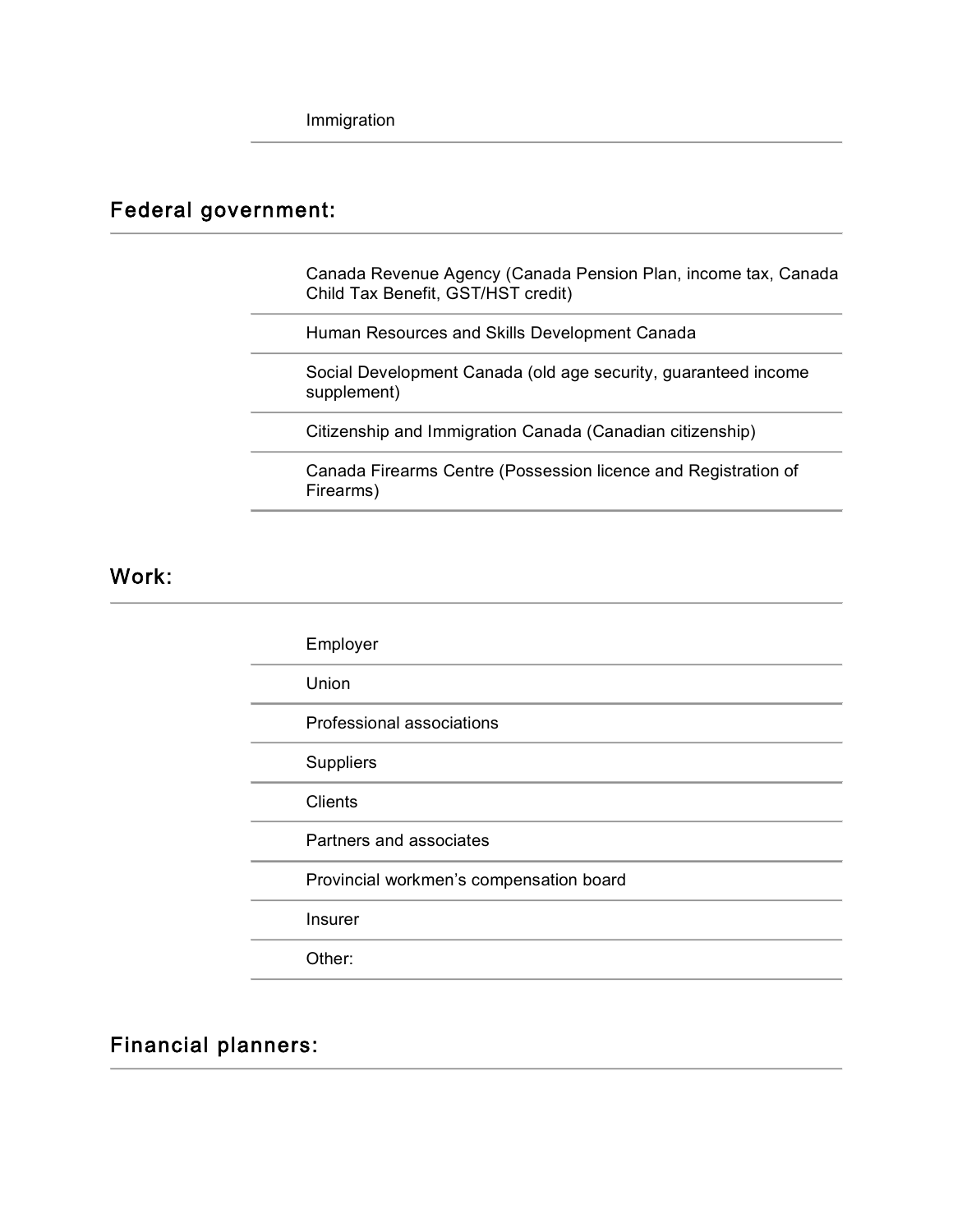Immigration

## Federal government:

- Canada Revenue Agency (Canada Pension Plan, income tax, Canada Child Tax Benefit, GST/HST credit)
- Human Resources and Skills Development Canada
- Social Development Canada (old age security, guaranteed income supplement)
- Citizenship and Immigration Canada (Canadian citizenship)
- Canada Firearms Centre (Possession licence and Registration of Firearms)

## Work:

- Employer
- Union
- Professional associations
- Suppliers
- Clients
- Partners and associates
- Provincial workmen's compensation board
- Insurer
- Other:

## Financial planners: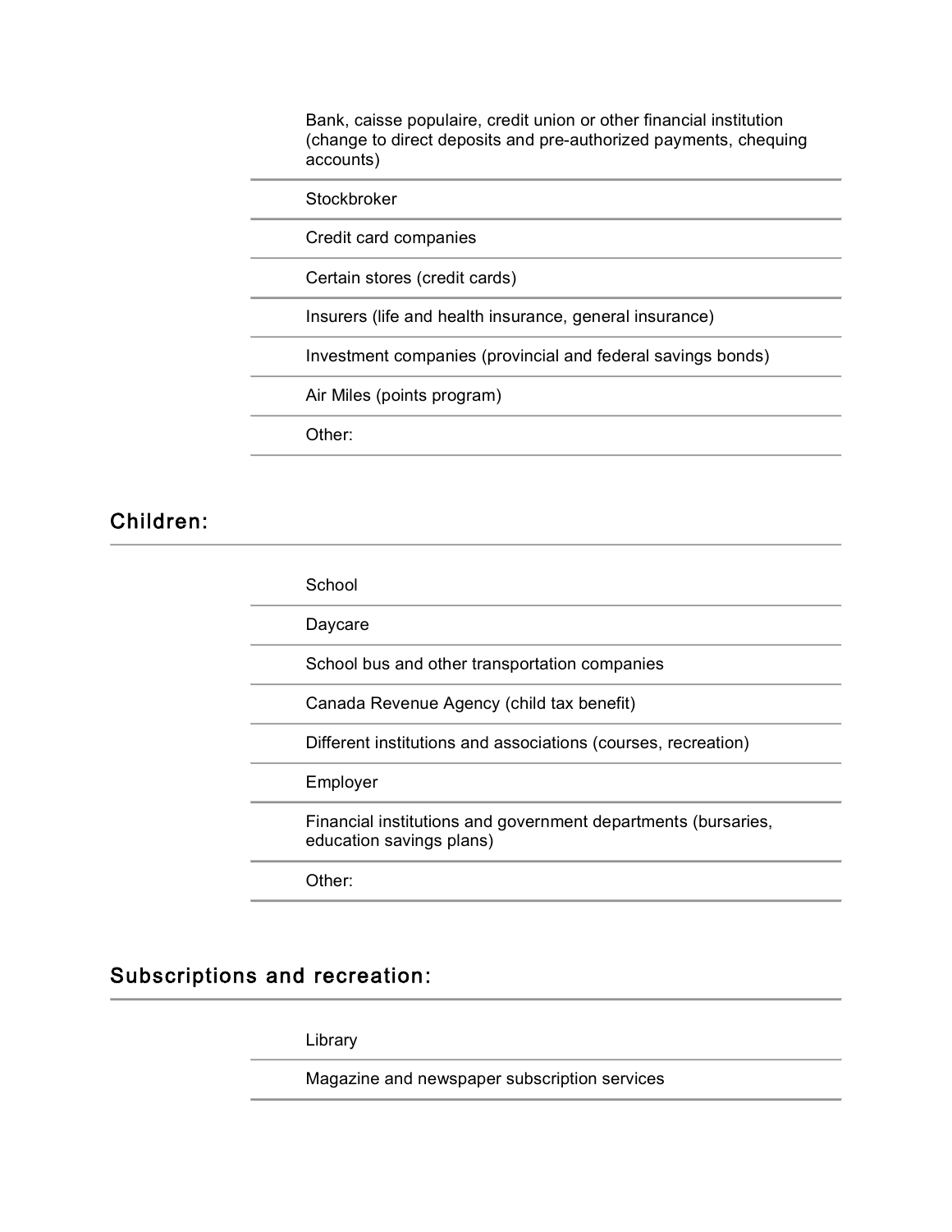- Bank, caisse populaire, credit union or other financial institution (change to direct deposits and pre-authorized payments, chequing accounts)
- Stockbroker
- Credit card companies
- Certain stores (credit cards)
- Insurers (life and health insurance, general insurance)
- Investment companies (provincial and federal savings bonds)
- Air Miles (points program)
- Other:

## Children:

- School
- Daycare
- School bus and other transportation companies
- Canada Revenue Agency (child tax benefit)
- Different institutions and associations (courses, recreation)
- Employer
- Financial institutions and government departments (bursaries, education savings plans)
- Other:

## Subscriptions and recreation:

- Library
- Magazine and newspaper subscription services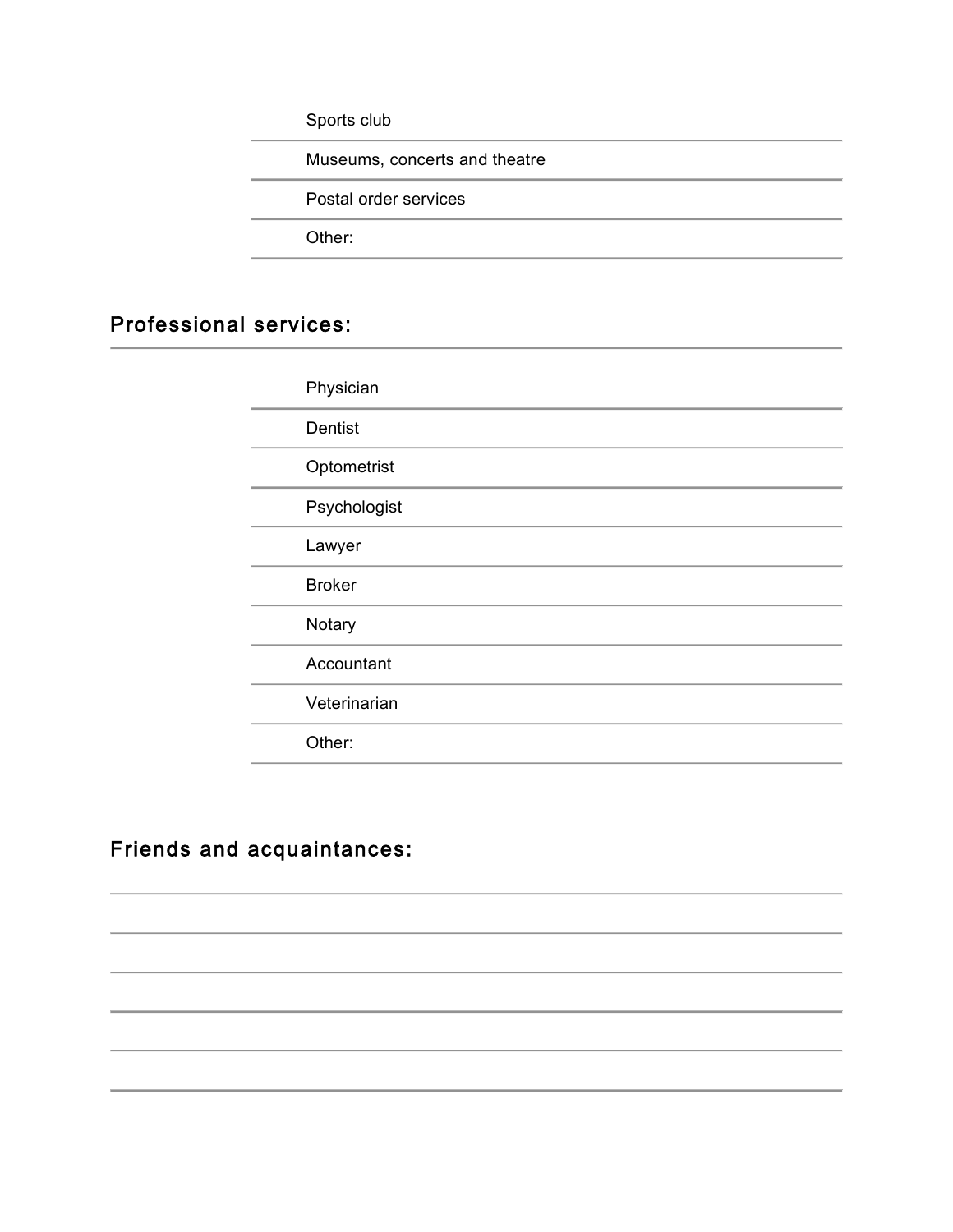Sports club

Museums, concerts and theatre

Postal order services

Other:

## Professional services:

Physician

Dentist

Optometrist

Psychologist

Lawyer

Broker

Notary

Accountant

Veterinarian

Other:

## Friends and acquaintances: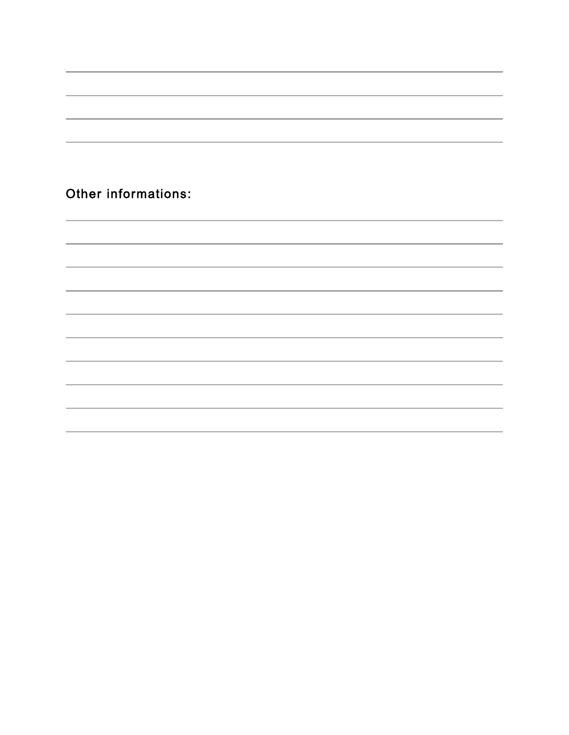Other informations: